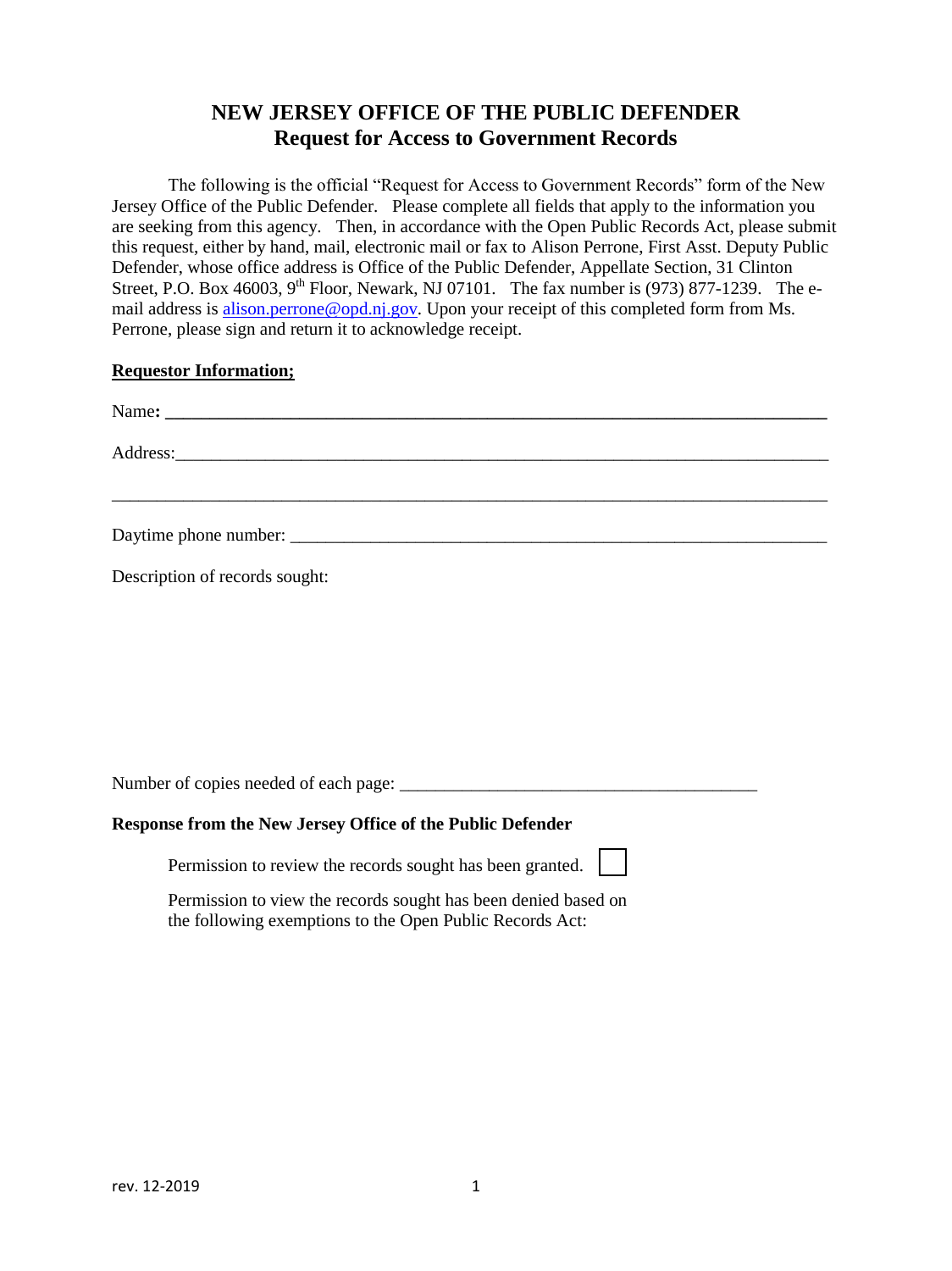# NEW JERSEY OFFICE OF THE PUBLIC DEFENDER
## Request for Access to Government Records

The following is the official "Request for Access to Government Records" form of the New Jersey Office of the Public Defender. Please complete all fields that apply to the information you are seeking from this agency. Then, in accordance with the Open Public Records Act, please submit this request, either by hand, mail, electronic mail or fax to Alison Perrone, First Asst. Deputy Public Defender, whose office address is Office of the Public Defender, Appellate Section, 31 Clinton Street, P.O. Box 46003, 9th Floor, Newark, NJ 07101. The fax number is (973) 877-1239. The e-mail address is alison.perrone@opd.nj.gov. Upon your receipt of this completed form from Ms. Perrone, please sign and return it to acknowledge receipt.

**Requestor Information;**

Name: ______________________________________________________________________

Address: ____________________________________________________________________

_____________________________________________________________________________

Daytime phone number: _______________________________________________________

Description of records sought:

Number of copies needed of each page: ________________________________________

**Response from the New Jersey Office of the Public Defender**

Permission to review the records sought has been granted. ☐

Permission to view the records sought has been denied based on the following exemptions to the Open Public Records Act:

rev. 12-2019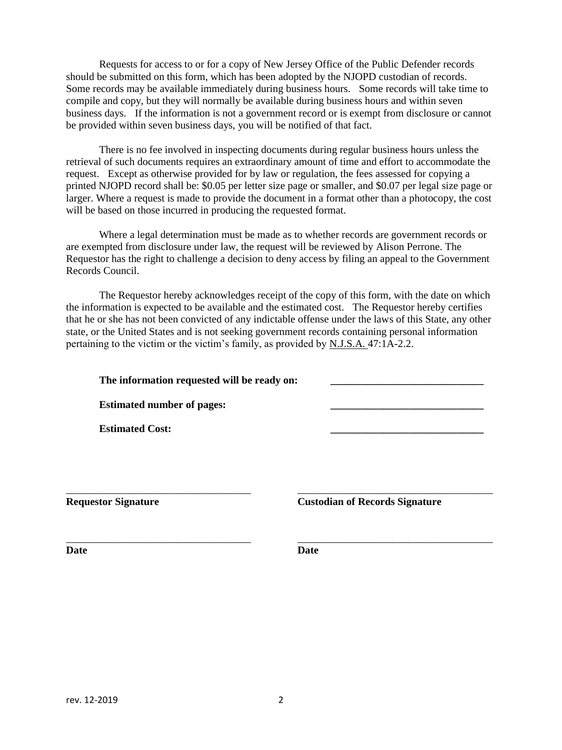Requests for access to or for a copy of New Jersey Office of the Public Defender records should be submitted on this form, which has been adopted by the NJOPD custodian of records. Some records may be available immediately during business hours. Some records will take time to compile and copy, but they will normally be available during business hours and within seven business days. If the information is not a government record or is exempt from disclosure or cannot be provided within seven business days, you will be notified of that fact.

There is no fee involved in inspecting documents during regular business hours unless the retrieval of such documents requires an extraordinary amount of time and effort to accommodate the request. Except as otherwise provided for by law or regulation, the fees assessed for copying a printed NJOPD record shall be: $0.05 per letter size page or smaller, and $0.07 per legal size page or larger. Where a request is made to provide the document in a format other than a photocopy, the cost will be based on those incurred in producing the requested format.

Where a legal determination must be made as to whether records are government records or are exempted from disclosure under law, the request will be reviewed by Alison Perrone. The Requestor has the right to challenge a decision to deny access by filing an appeal to the Government Records Council.

The Requestor hereby acknowledges receipt of the copy of this form, with the date on which the information is expected to be available and the estimated cost. The Requestor hereby certifies that he or she has not been convicted of any indictable offense under the laws of this State, any other state, or the United States and is not seeking government records containing personal information pertaining to the victim or the victim's family, as provided by N.J.S.A. 47:1A-2.2.

**The information requested will be ready on:** ______________________________

**Estimated number of pages:** ______________________________

**Estimated Cost:** ______________________________

___________________________________ ___________________________________

**Requestor Signature** **Custodian of Records Signature**

___________________________________ ___________________________________

**Date** **Date**

rev. 12-2019